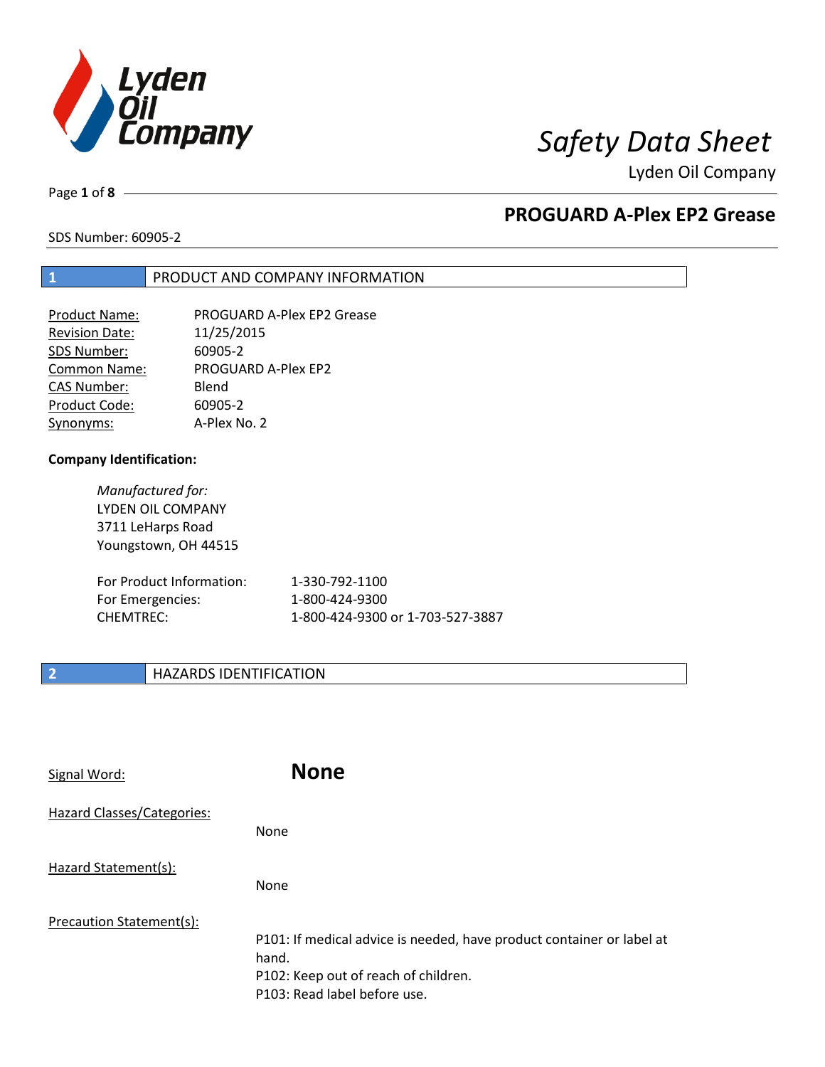# Safety Data Sheet

Lyden Oil Company

## PROGUARD A-Plex EP2 Grease

SDS Number: 60905-2

## 1 PRODUCT AND COMPANY INFORMATION

| | |
|---|---|
| Product Name: | PROGUARD A-Plex EP2 Grease |
| Revision Date: | 11/25/2015 |
| SDS Number: | 60905-2 |
| Common Name: | PROGUARD A-Plex EP2 |
| CAS Number: | Blend |
| Product Code: | 60905-2 |
| Synonyms: | A-Plex No. 2 |

**Company Identification:**

*Manufactured for:*
LYDEN OIL COMPANY
3711 LeHarps Road
Youngstown, OH 44515

| | |
|---|---|
| For Product Information: | 1-330-792-1100 |
| For Emergencies: | 1-800-424-9300 |
| CHEMTREC: | 1-800-424-9300 or 1-703-527-3887 |

## 2 HAZARDS IDENTIFICATION

Signal Word: **None**

Hazard Classes/Categories:

None

Hazard Statement(s):

None

Precaution Statement(s):

P101: If medical advice is needed, have product container or label at hand.
P102: Keep out of reach of children.
P103: Read label before use.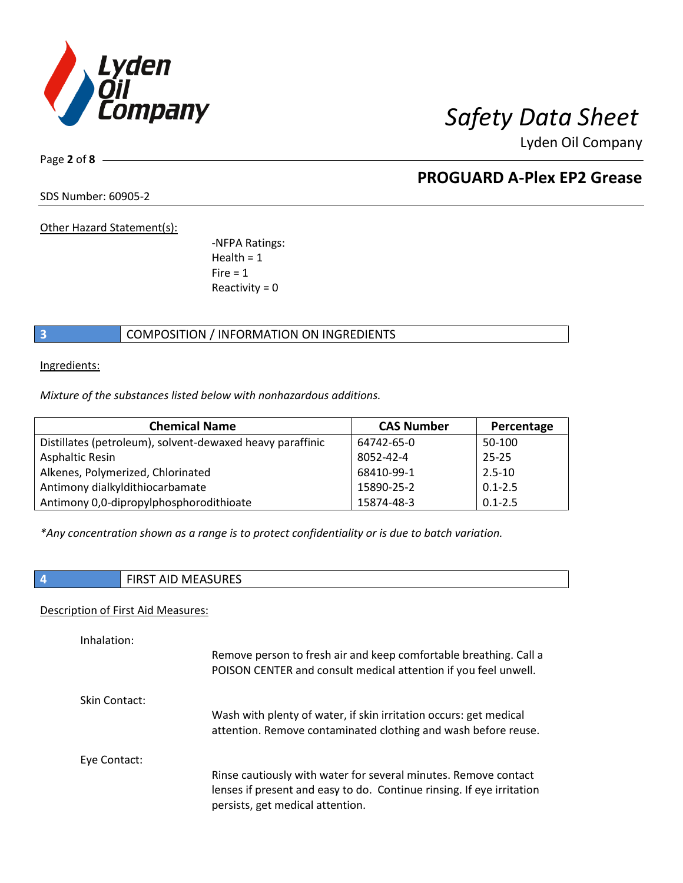Other Hazard Statement(s):

-NFPA Ratings:
Health = 1
Fire = 1
Reactivity = 0

## 3 COMPOSITION / INFORMATION ON INGREDIENTS

Ingredients:

*Mixture of the substances listed below with nonhazardous additions.*

| Chemical Name | CAS Number | Percentage |
|---|---|---|
| Distillates (petroleum), solvent-dewaxed heavy paraffinic | 64742-65-0 | 50-100 |
| Asphaltic Resin | 8052-42-4 | 25-25 |
| Alkenes, Polymerized, Chlorinated | 68410-99-1 | 2.5-10 |
| Antimony dialkyldithiocarbamate | 15890-25-2 | 0.1-2.5 |
| Antimony 0,0-dipropylphosphorodithioate | 15874-48-3 | 0.1-2.5 |

*\*Any concentration shown as a range is to protect confidentiality or is due to batch variation.*

## 4 FIRST AID MEASURES

Description of First Aid Measures:

Inhalation:

Remove person to fresh air and keep comfortable breathing. Call a POISON CENTER and consult medical attention if you feel unwell.

Skin Contact:

Wash with plenty of water, if skin irritation occurs: get medical attention. Remove contaminated clothing and wash before reuse.

Eye Contact:

Rinse cautiously with water for several minutes. Remove contact lenses if present and easy to do. Continue rinsing. If eye irritation persists, get medical attention.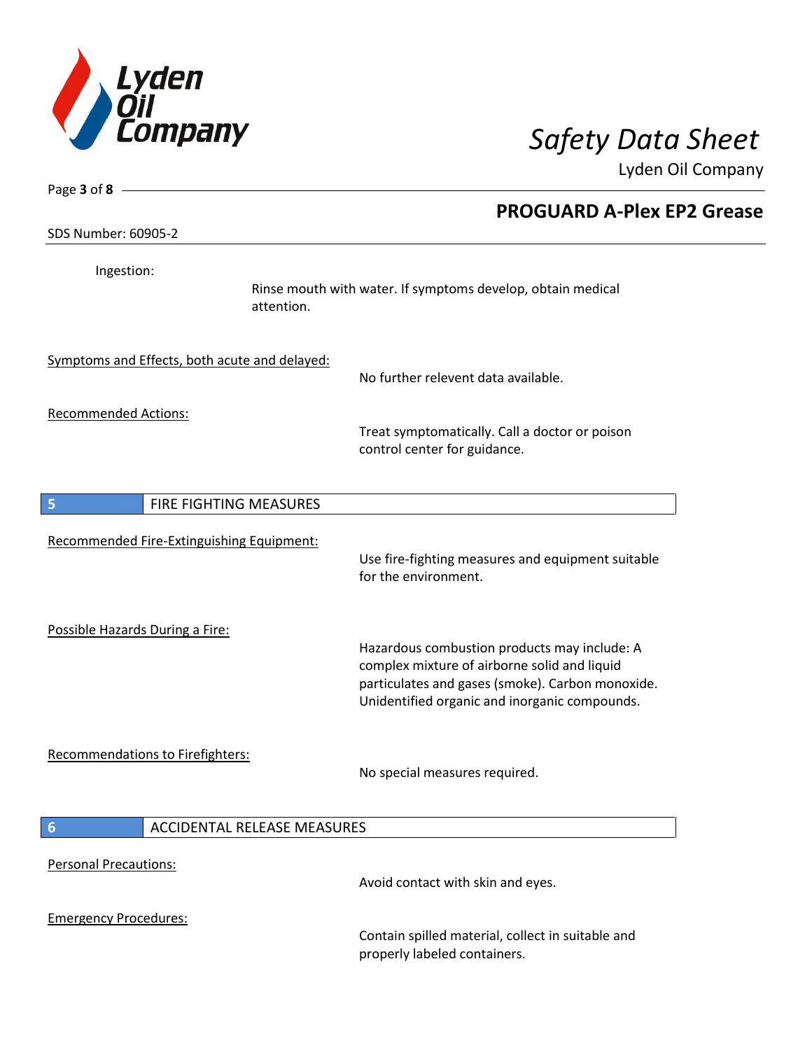Ingestion:

Rinse mouth with water. If symptoms develop, obtain medical attention.

Symptoms and Effects, both acute and delayed:

No further relevent data available.

Recommended Actions:

Treat symptomatically. Call a doctor or poison control center for guidance.

## 5 FIRE FIGHTING MEASURES

Recommended Fire-Extinguishing Equipment:

Use fire-fighting measures and equipment suitable for the environment.

Possible Hazards During a Fire:

Hazardous combustion products may include: A complex mixture of airborne solid and liquid particulates and gases (smoke). Carbon monoxide. Unidentified organic and inorganic compounds.

Recommendations to Firefighters:

No special measures required.

## 6 ACCIDENTAL RELEASE MEASURES

Personal Precautions:

Avoid contact with skin and eyes.

Emergency Procedures:

Contain spilled material, collect in suitable and properly labeled containers.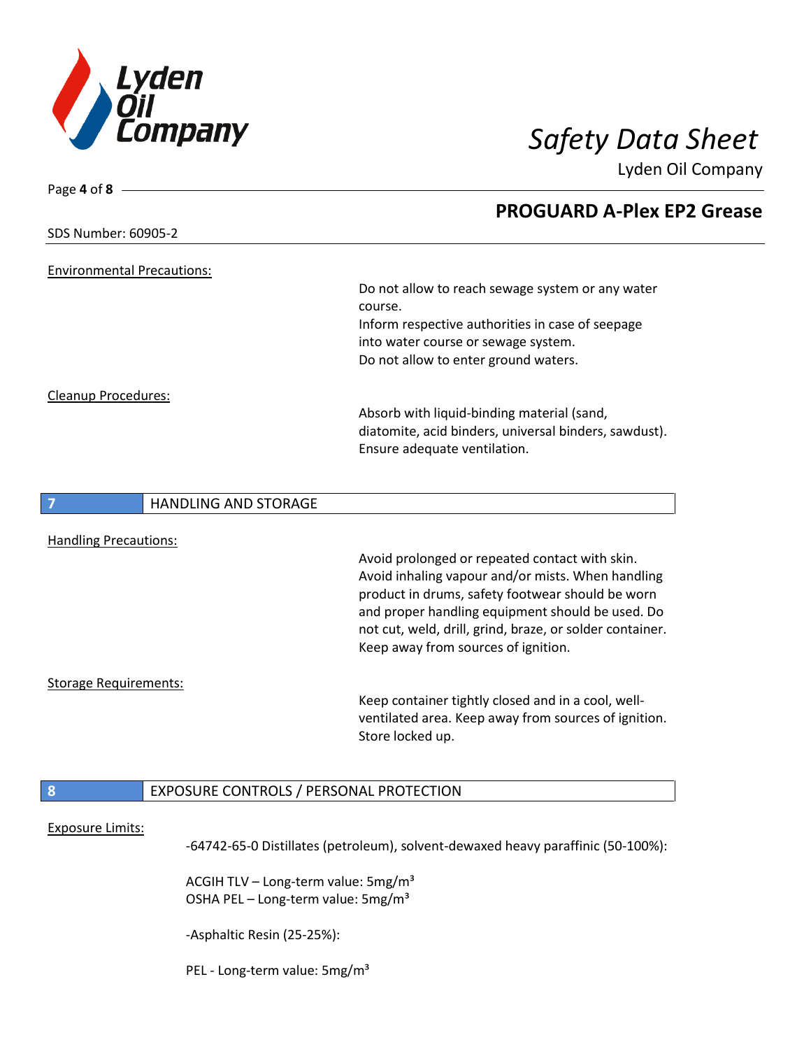**Environmental Precautions:**

Do not allow to reach sewage system or any water course.
Inform respective authorities in case of seepage into water course or sewage system.
Do not allow to enter ground waters.

**Cleanup Procedures:**

Absorb with liquid-binding material (sand, diatomite, acid binders, universal binders, sawdust). Ensure adequate ventilation.

## 7 HANDLING AND STORAGE

**Handling Precautions:**

Avoid prolonged or repeated contact with skin. Avoid inhaling vapour and/or mists. When handling product in drums, safety footwear should be worn and proper handling equipment should be used. Do not cut, weld, drill, grind, braze, or solder container. Keep away from sources of ignition.

**Storage Requirements:**

Keep container tightly closed and in a cool, well-ventilated area. Keep away from sources of ignition. Store locked up.

## 8 EXPOSURE CONTROLS / PERSONAL PROTECTION

**Exposure Limits:**

-64742-65-0 Distillates (petroleum), solvent-dewaxed heavy paraffinic (50-100%):

ACGIH TLV – Long-term value: 5mg/m³
OSHA PEL – Long-term value: 5mg/m³

-Asphaltic Resin (25-25%):

PEL - Long-term value: 5mg/m³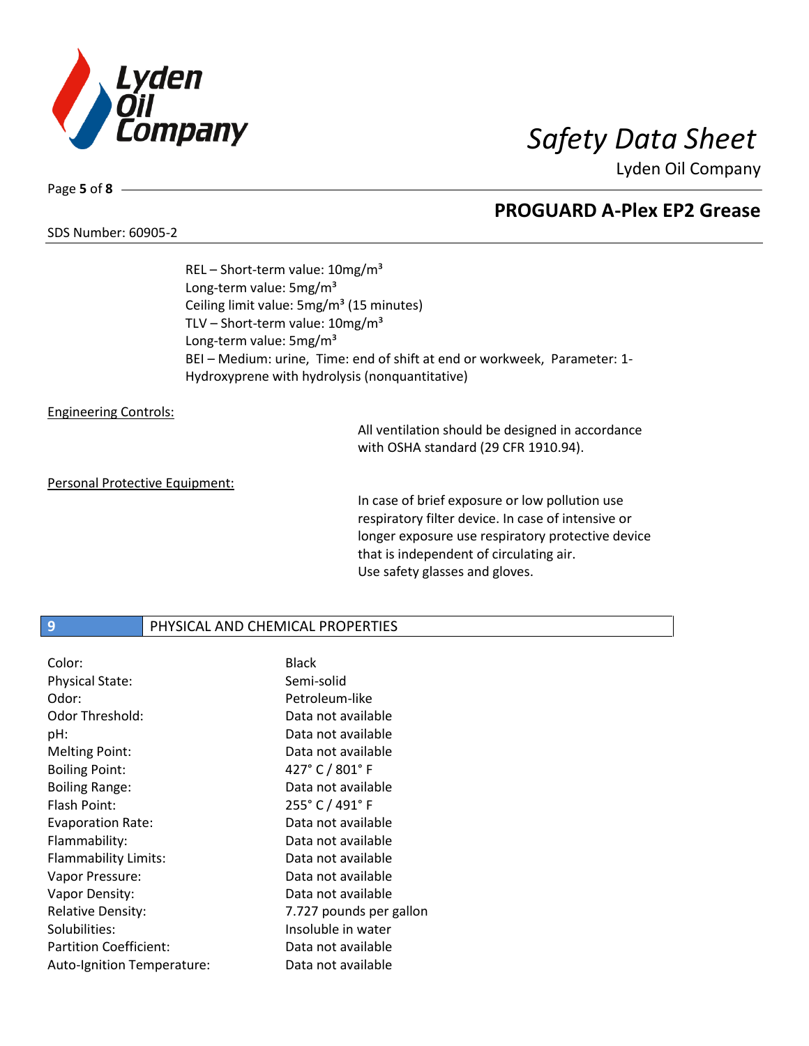REL – Short-term value: 10mg/m³
Long-term value: 5mg/m³
Ceiling limit value: 5mg/m³ (15 minutes)
TLV – Short-term value: 10mg/m³
Long-term value: 5mg/m³
BEI – Medium: urine, Time: end of shift at end or workweek, Parameter: 1-Hydroxyprene with hydrolysis (nonquantitative)

Engineering Controls:

All ventilation should be designed in accordance with OSHA standard (29 CFR 1910.94).

Personal Protective Equipment:

In case of brief exposure or low pollution use respiratory filter device. In case of intensive or longer exposure use respiratory protective device that is independent of circulating air.
Use safety glasses and gloves.

## 9 PHYSICAL AND CHEMICAL PROPERTIES

| | |
|---|---|
| Color: | Black |
| Physical State: | Semi-solid |
| Odor: | Petroleum-like |
| Odor Threshold: | Data not available |
| pH: | Data not available |
| Melting Point: | Data not available |
| Boiling Point: | 427° C / 801° F |
| Boiling Range: | Data not available |
| Flash Point: | 255° C / 491° F |
| Evaporation Rate: | Data not available |
| Flammability: | Data not available |
| Flammability Limits: | Data not available |
| Vapor Pressure: | Data not available |
| Vapor Density: | Data not available |
| Relative Density: | 7.727 pounds per gallon |
| Solubilities: | Insoluble in water |
| Partition Coefficient: | Data not available |
| Auto-Ignition Temperature: | Data not available |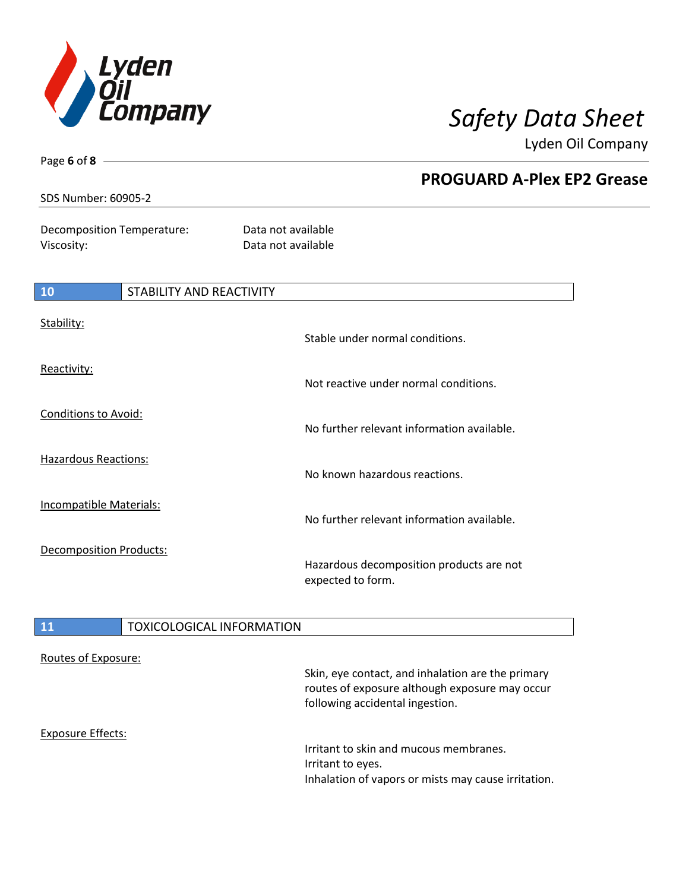Decomposition Temperature: Data not available
Viscosity: Data not available

## 10 STABILITY AND REACTIVITY

Stability:
Stable under normal conditions.

Reactivity:
Not reactive under normal conditions.

Conditions to Avoid:
No further relevant information available.

Hazardous Reactions:
No known hazardous reactions.

Incompatible Materials:
No further relevant information available.

Decomposition Products:
Hazardous decomposition products are not expected to form.

## 11 TOXICOLOGICAL INFORMATION

Routes of Exposure:
Skin, eye contact, and inhalation are the primary routes of exposure although exposure may occur following accidental ingestion.

Exposure Effects:
Irritant to skin and mucous membranes.
Irritant to eyes.
Inhalation of vapors or mists may cause irritation.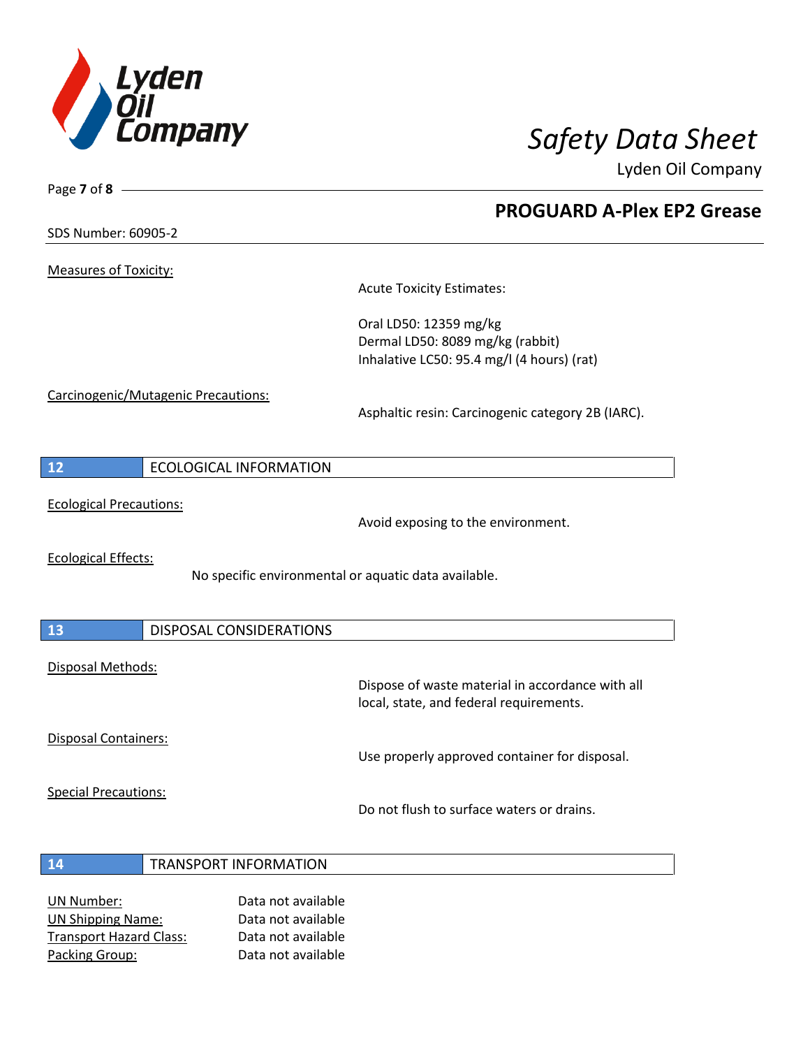Measures of Toxicity:

Acute Toxicity Estimates:

Oral LD50: 12359 mg/kg
Dermal LD50: 8089 mg/kg (rabbit)
Inhalative LC50: 95.4 mg/l (4 hours) (rat)

Carcinogenic/Mutagenic Precautions:

Asphaltic resin: Carcinogenic category 2B (IARC).

## 12 ECOLOGICAL INFORMATION

Ecological Precautions:

Avoid exposing to the environment.

Ecological Effects:

No specific environmental or aquatic data available.

## 13 DISPOSAL CONSIDERATIONS

Disposal Methods:

Dispose of waste material in accordance with all local, state, and federal requirements.

Disposal Containers:

Use properly approved container for disposal.

Special Precautions:

Do not flush to surface waters or drains.

## 14 TRANSPORT INFORMATION

| | |
|---|---|
| UN Number: | Data not available |
| UN Shipping Name: | Data not available |
| Transport Hazard Class: | Data not available |
| Packing Group: | Data not available |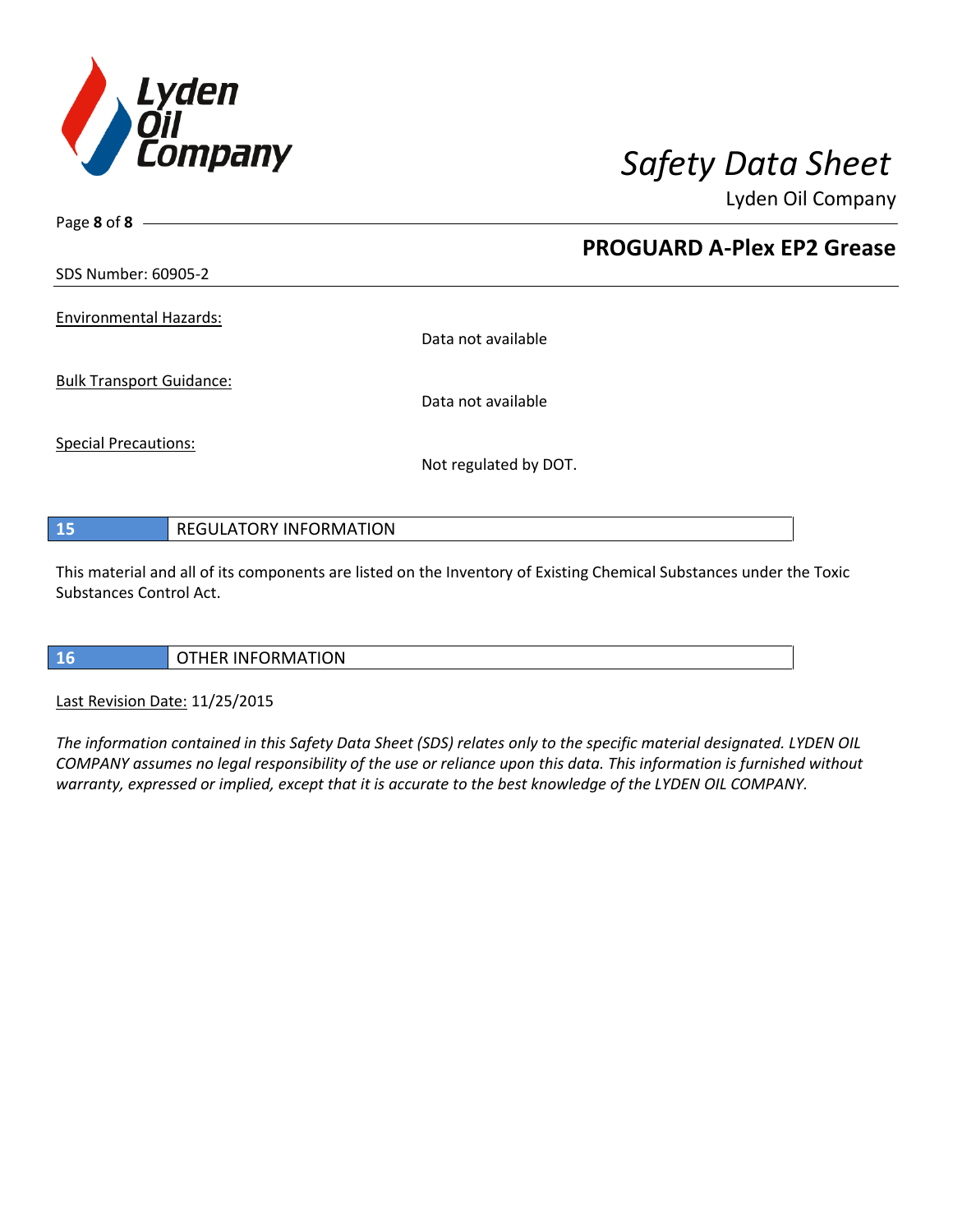Environmental Hazards:

Data not available

Bulk Transport Guidance:

Data not available

Special Precautions:

Not regulated by DOT.

## 15 REGULATORY INFORMATION

This material and all of its components are listed on the Inventory of Existing Chemical Substances under the Toxic Substances Control Act.

## 16 OTHER INFORMATION

Last Revision Date: 11/25/2015

*The information contained in this Safety Data Sheet (SDS) relates only to the specific material designated. LYDEN OIL COMPANY assumes no legal responsibility of the use or reliance upon this data. This information is furnished without warranty, expressed or implied, except that it is accurate to the best knowledge of the LYDEN OIL COMPANY.*